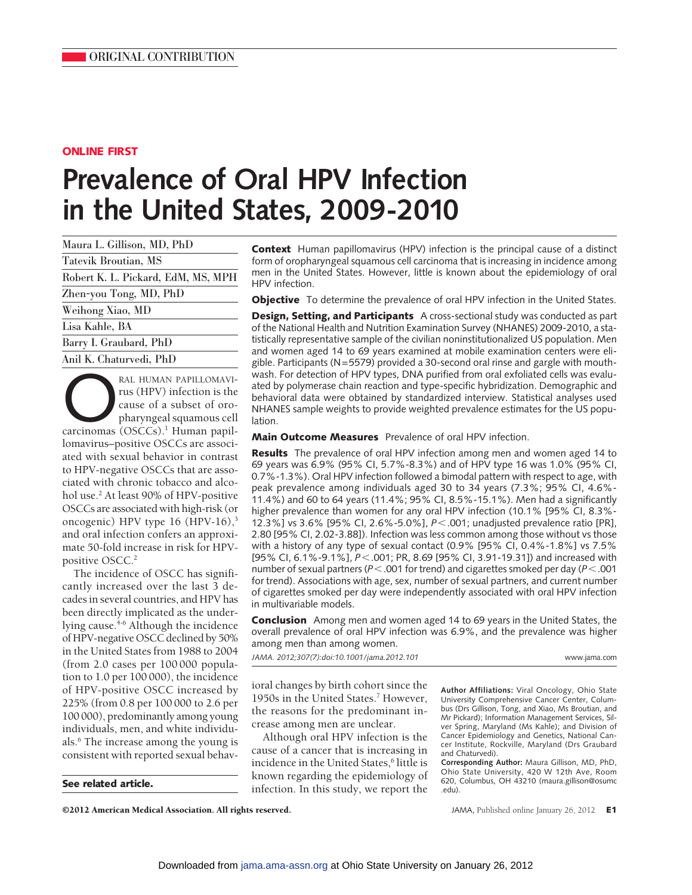ORIGINAL CONTRIBUTION

**ONLINE FIRST**

# Prevalence of Oral HPV Infection in the United States, 2009-2010

Maura L. Gillison, MD, PhD
Tatevik Broutian, MS
Robert K. L. Pickard, EdM, MS, MPH
Zhen-you Tong, MD, PhD
Weihong Xiao, MD
Lisa Kahle, BA
Barry I. Graubard, PhD
Anil K. Chaturvedi, PhD

**Context** Human papillomavirus (HPV) infection is the principal cause of a distinct form of oropharyngeal squamous cell carcinoma that is increasing in incidence among men in the United States. However, little is known about the epidemiology of oral HPV infection.

**Objective** To determine the prevalence of oral HPV infection in the United States.

**Design, Setting, and Participants** A cross-sectional study was conducted as part of the National Health and Nutrition Examination Survey (NHANES) 2009-2010, a statistically representative sample of the civilian noninstitutionalized US population. Men and women aged 14 to 69 years examined at mobile examination centers were eligible. Participants (N=5579) provided a 30-second oral rinse and gargle with mouthwash. For detection of HPV types, DNA purified from oral exfoliated cells was evaluated by polymerase chain reaction and type-specific hybridization. Demographic and behavioral data were obtained by standardized interview. Statistical analyses used NHANES sample weights to provide weighted prevalence estimates for the US population.

**Main Outcome Measures** Prevalence of oral HPV infection.

**Results** The prevalence of oral HPV infection among men and women aged 14 to 69 years was 6.9% (95% CI, 5.7%-8.3%) and of HPV type 16 was 1.0% (95% CI, 0.7%-1.3%). Oral HPV infection followed a bimodal pattern with respect to age, with peak prevalence among individuals aged 30 to 34 years (7.3%; 95% CI, 4.6%-11.4%) and 60 to 64 years (11.4%; 95% CI, 8.5%-15.1%). Men had a significantly higher prevalence than women for any oral HPV infection (10.1% [95% CI, 8.3%-12.3%] vs 3.6% [95% CI, 2.6%-5.0%], $P<.001$; unadjusted prevalence ratio [PR], 2.80 [95% CI, 2.02-3.88]). Infection was less common among those without vs those with a history of any type of sexual contact (0.9% [95% CI, 0.4%-1.8%] vs 7.5% [95% CI, 6.1%-9.1%], $P<.001$; PR, 8.69 [95% CI, 3.91-19.31]) and increased with number of sexual partners ($P<.001$ for trend) and cigarettes smoked per day ($P<.001$ for trend). Associations with age, sex, number of sexual partners, and current number of cigarettes smoked per day were independently associated with oral HPV infection in multivariable models.

**Conclusion** Among men and women aged 14 to 69 years in the United States, the overall prevalence of oral HPV infection was 6.9%, and the prevalence was higher among men than among women.

*JAMA. 2012;307(7):doi:10.1001/jama.2012.101* www.jama.com

ORAL HUMAN PAPILLOMAVIRUS (HPV) infection is the cause of a subset of oropharyngeal squamous cell carcinomas (OSCCs).[1] Human papillomavirus–positive OSCCs are associated with sexual behavior in contrast to HPV-negative OSCCs that are associated with chronic tobacco and alcohol use.[2] At least 90% of HPV-positive OSCCs are associated with high-risk (or oncogenic) HPV type 16 (HPV-16),[3] and oral infection confers an approximate 50-fold increase in risk for HPV-positive OSCC.[2]

The incidence of OSCC has significantly increased over the last 3 decades in several countries, and HPV has been directly implicated as the underlying cause.[4-6] Although the incidence of HPV-negative OSCC declined by 50% in the United States from 1988 to 2004 (from 2.0 cases per 100 000 population to 1.0 per 100 000), the incidence of HPV-positive OSCC increased by 225% (from 0.8 per 100 000 to 2.6 per 100 000), predominantly among young individuals, men, and white individuals.[6] The increase among the young is consistent with reported sexual behavioral changes by birth cohort since the 1950s in the United States.[7] However, the reasons for the predominant increase among men are unclear.

Although oral HPV infection is the cause of a cancer that is increasing in incidence in the United States,[6] little is known regarding the epidemiology of infection. In this study, we report the

**See related article.**

**Author Affiliations:** Viral Oncology, Ohio State University Comprehensive Cancer Center, Columbus (Drs Gillison, Tong, and Xiao, Ms Broutian, and Mr Pickard); Information Management Services, Silver Spring, Maryland (Ms Kahle); and Division of Cancer Epidemiology and Genetics, National Cancer Institute, Rockville, Maryland (Drs Graubard and Chaturvedi).

**Corresponding Author:** Maura Gillison, MD, PhD, Ohio State University, 420 W 12th Ave, Room 620, Columbus, OH 43210 (maura.gillison@osumc.edu).

©2012 American Medical Association. All rights reserved.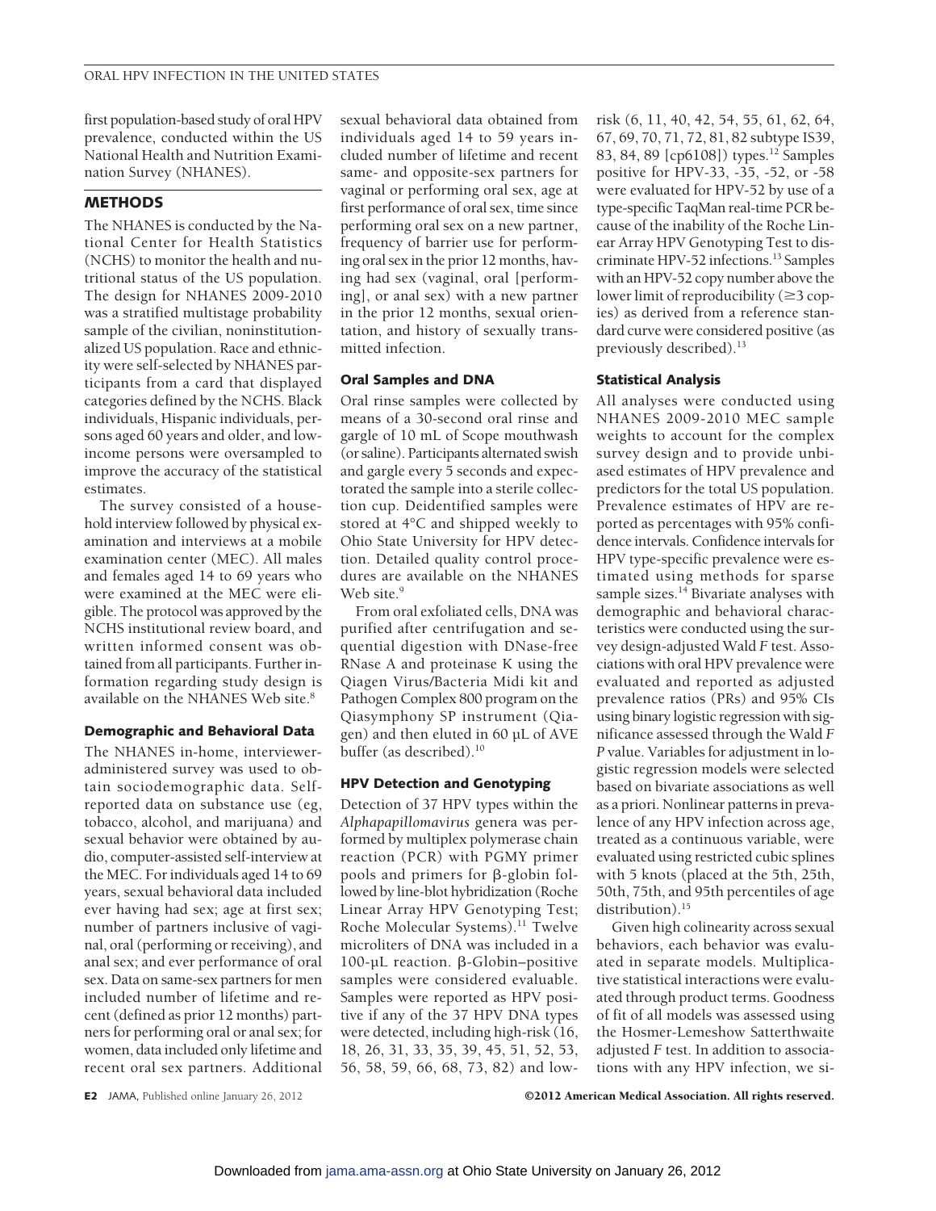first population-based study of oral HPV prevalence, conducted within the US National Health and Nutrition Examination Survey (NHANES).

## METHODS

The NHANES is conducted by the National Center for Health Statistics (NCHS) to monitor the health and nutritional status of the US population. The design for NHANES 2009-2010 was a stratified multistage probability sample of the civilian, noninstitutionalized US population. Race and ethnicity were self-selected by NHANES participants from a card that displayed categories defined by the NCHS. Black individuals, Hispanic individuals, persons aged 60 years and older, and low-income persons were oversampled to improve the accuracy of the statistical estimates.

The survey consisted of a household interview followed by physical examination and interviews at a mobile examination center (MEC). All males and females aged 14 to 69 years who were examined at the MEC were eligible. The protocol was approved by the NCHS institutional review board, and written informed consent was obtained from all participants. Further information regarding study design is available on the NHANES Web site.[8]

### Demographic and Behavioral Data

The NHANES in-home, interviewer-administered survey was used to obtain sociodemographic data. Self-reported data on substance use (eg, tobacco, alcohol, and marijuana) and sexual behavior were obtained by audio, computer-assisted self-interview at the MEC. For individuals aged 14 to 69 years, sexual behavioral data included ever having had sex; age at first sex; number of partners inclusive of vaginal, oral (performing or receiving), and anal sex; and ever performance of oral sex. Data on same-sex partners for men included number of lifetime and recent (defined as prior 12 months) partners for performing oral or anal sex; for women, data included only lifetime and recent oral sex partners. Additional sexual behavioral data obtained from individuals aged 14 to 59 years included number of lifetime and recent same- and opposite-sex partners for vaginal or performing oral sex, age at first performance of oral sex, time since performing oral sex on a new partner, frequency of barrier use for performing oral sex in the prior 12 months, having had sex (vaginal, oral [performing], or anal sex) with a new partner in the prior 12 months, sexual orientation, and history of sexually transmitted infection.

### Oral Samples and DNA

Oral rinse samples were collected by means of a 30-second oral rinse and gargle of 10 mL of Scope mouthwash (or saline). Participants alternated swish and gargle every 5 seconds and expectorated the sample into a sterile collection cup. Deidentified samples were stored at 4°C and shipped weekly to Ohio State University for HPV detection. Detailed quality control procedures are available on the NHANES Web site.[9]

From oral exfoliated cells, DNA was purified after centrifugation and sequential digestion with DNase-free RNase A and proteinase K using the Qiagen Virus/Bacteria Midi kit and Pathogen Complex 800 program on the Qiasymphony SP instrument (Qiagen) and then eluted in 60 µL of AVE buffer (as described).[10]

### HPV Detection and Genotyping

Detection of 37 HPV types within the *Alphapapillomavirus* genera was performed by multiplex polymerase chain reaction (PCR) with PGMY primer pools and primers for β-globin followed by line-blot hybridization (Roche Linear Array HPV Genotyping Test; Roche Molecular Systems).[11] Twelve microliters of DNA was included in a 100-µL reaction. β-Globin–positive samples were considered evaluable. Samples were reported as HPV positive if any of the 37 HPV DNA types were detected, including high-risk (16, 18, 26, 31, 33, 35, 39, 45, 51, 52, 53, 56, 58, 59, 66, 68, 73, 82) and low-risk (6, 11, 40, 42, 54, 55, 61, 62, 64, 67, 69, 70, 71, 72, 81, 82 subtype IS39, 83, 84, 89 [cp6108]) types.[12] Samples positive for HPV-33, -35, -52, or -58 were evaluated for HPV-52 by use of a type-specific TaqMan real-time PCR because of the inability of the Roche Linear Array HPV Genotyping Test to discriminate HPV-52 infections.[13] Samples with an HPV-52 copy number above the lower limit of reproducibility (≥3 copies) as derived from a reference standard curve were considered positive (as previously described).[13]

### Statistical Analysis

All analyses were conducted using NHANES 2009-2010 MEC sample weights to account for the complex survey design and to provide unbiased estimates of HPV prevalence and predictors for the total US population. Prevalence estimates of HPV are reported as percentages with 95% confidence intervals. Confidence intervals for HPV type-specific prevalence were estimated using methods for sparse sample sizes.[14] Bivariate analyses with demographic and behavioral characteristics were conducted using the survey design-adjusted Wald *F* test. Associations with oral HPV prevalence were evaluated and reported as adjusted prevalence ratios (PRs) and 95% CIs using binary logistic regression with significance assessed through the Wald *F* *P* value. Variables for adjustment in logistic regression models were selected based on bivariate associations as well as a priori. Nonlinear patterns in prevalence of any HPV infection across age, treated as a continuous variable, were evaluated using restricted cubic splines with 5 knots (placed at the 5th, 25th, 50th, 75th, and 95th percentiles of age distribution).[15]

Given high colinearity across sexual behaviors, each behavior was evaluated in separate models. Multiplicative statistical interactions were evaluated through product terms. Goodness of fit of all models was assessed using the Hosmer-Lemeshow Satterthwaite adjusted *F* test. In addition to associations with any HPV infection, we si-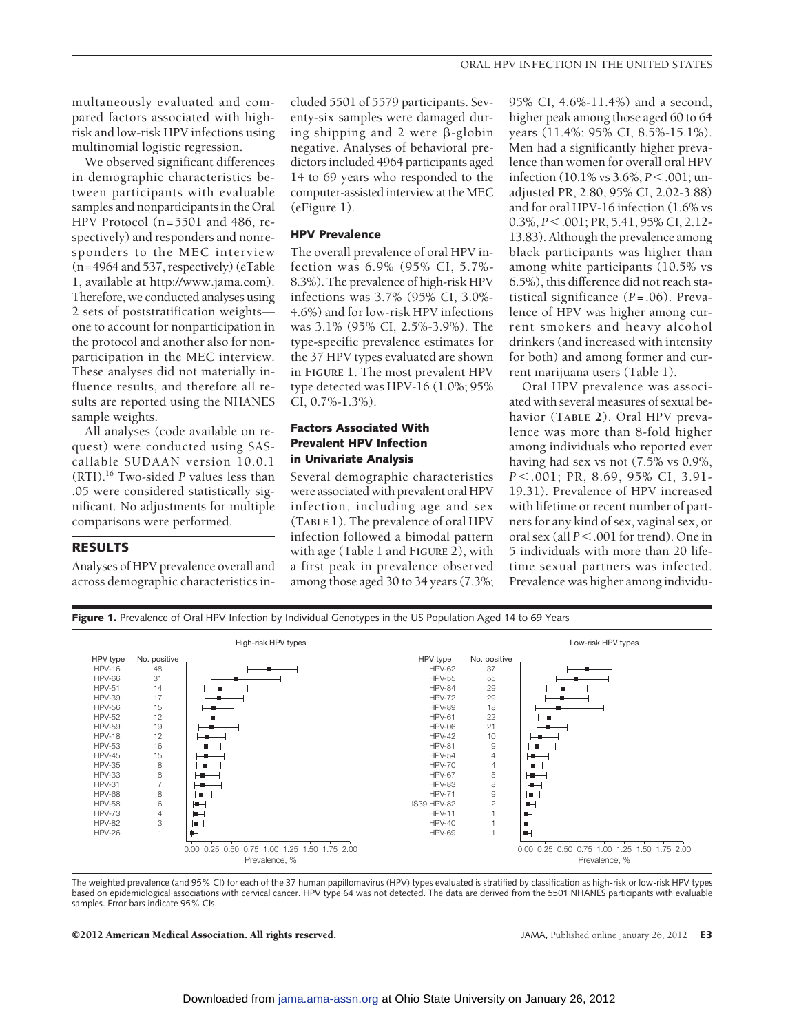multaneously evaluated and compared factors associated with high-risk and low-risk HPV infections using multinomial logistic regression.

We observed significant differences in demographic characteristics between participants with evaluable samples and nonparticipants in the Oral HPV Protocol (n=5501 and 486, respectively) and responders and nonresponders to the MEC interview (n=4964 and 537, respectively) (eTable 1, available at http://www.jama.com). Therefore, we conducted analyses using 2 sets of poststratification weights—one to account for nonparticipation in the protocol and another also for nonparticipation in the MEC interview. These analyses did not materially influence results, and therefore all results are reported using the NHANES sample weights.

All analyses (code available on request) were conducted using SAS-callable SUDAAN version 10.0.1 (RTI).[16] Two-sided *P* values less than .05 were considered statistically significant. No adjustments for multiple comparisons were performed.

## RESULTS

Analyses of HPV prevalence overall and across demographic characteristics included 5501 of 5579 participants. Seventy-six samples were damaged during shipping and 2 were β-globin negative. Analyses of behavioral predictors included 4964 participants aged 14 to 69 years who responded to the computer-assisted interview at the MEC (eFigure 1).

### HPV Prevalence

The overall prevalence of oral HPV infection was 6.9% (95% CI, 5.7%-8.3%). The prevalence of high-risk HPV infections was 3.7% (95% CI, 3.0%-4.6%) and for low-risk HPV infections was 3.1% (95% CI, 2.5%-3.9%). The type-specific prevalence estimates for the 37 HPV types evaluated are shown in FIGURE 1. The most prevalent HPV type detected was HPV-16 (1.0%; 95% CI, 0.7%-1.3%).

### Factors Associated With Prevalent HPV Infection in Univariate Analysis

Several demographic characteristics were associated with prevalent oral HPV infection, including age and sex (TABLE 1). The prevalence of oral HPV infection followed a bimodal pattern with age (Table 1 and FIGURE 2), with a first peak in prevalence observed among those aged 30 to 34 years (7.3%; 95% CI, 4.6%-11.4%) and a second, higher peak among those aged 60 to 64 years (11.4%; 95% CI, 8.5%-15.1%). Men had a significantly higher prevalence than women for overall oral HPV infection (10.1% vs 3.6%, $P<.001$; unadjusted PR, 2.80, 95% CI, 2.02-3.88) and for oral HPV-16 infection (1.6% vs 0.3%, $P<.001$; PR, 5.41, 95% CI, 2.12-13.83). Although the prevalence among black participants was higher than among white participants (10.5% vs 6.5%), this difference did not reach statistical significance ($P=.06$). Prevalence of HPV was higher among current smokers and heavy alcohol drinkers (and increased with intensity for both) and among former and current marijuana users (Table 1).

Oral HPV prevalence was associated with several measures of sexual behavior (TABLE 2). Oral HPV prevalence was more than 8-fold higher among individuals who reported ever having had sex vs not (7.5% vs 0.9%, $P<.001$; PR, 8.69, 95% CI, 3.91-19.31). Prevalence of HPV increased with lifetime or recent number of partners for any kind of sex, vaginal sex, or oral sex (all $P<.001$ for trend). One in 5 individuals with more than 20 lifetime sexual partners was infected. Prevalence was higher among individu-

**Figure 1.** Prevalence of Oral HPV Infection by Individual Genotypes in the US Population Aged 14 to 69 Years

High-risk HPV types

| HPV type | No. positive |
|---|---|
| HPV-16 | 48 |
| HPV-66 | 31 |
| HPV-51 | 14 |
| HPV-39 | 17 |
| HPV-56 | 15 |
| HPV-52 | 12 |
| HPV-59 | 19 |
| HPV-18 | 12 |
| HPV-53 | 16 |
| HPV-45 | 15 |
| HPV-35 | 8 |
| HPV-33 | 8 |
| HPV-31 | 7 |
| HPV-68 | 8 |
| HPV-58 | 6 |
| HPV-73 | 4 |
| HPV-82 | 3 |
| HPV-26 | 1 |

Low-risk HPV types

| HPV type | No. positive |
|---|---|
| HPV-62 | 37 |
| HPV-55 | 55 |
| HPV-84 | 29 |
| HPV-72 | 29 |
| HPV-89 | 18 |
| HPV-61 | 22 |
| HPV-06 | 21 |
| HPV-42 | 10 |
| HPV-81 | 9 |
| HPV-54 | 4 |
| HPV-70 | 4 |
| HPV-67 | 5 |
| HPV-83 | 8 |
| HPV-71 | 9 |
| IS39 HPV-82 | 2 |
| HPV-11 | 1 |
| HPV-40 | 1 |
| HPV-69 | 1 |

Prevalence, % (axis 0.00 to 2.00)

The weighted prevalence (and 95% CI) for each of the 37 human papillomavirus (HPV) types evaluated is stratified by classification as high-risk or low-risk HPV types based on epidemiological associations with cervical cancer. HPV type 64 was not detected. The data are derived from the 5501 NHANES participants with evaluable samples. Error bars indicate 95% CIs.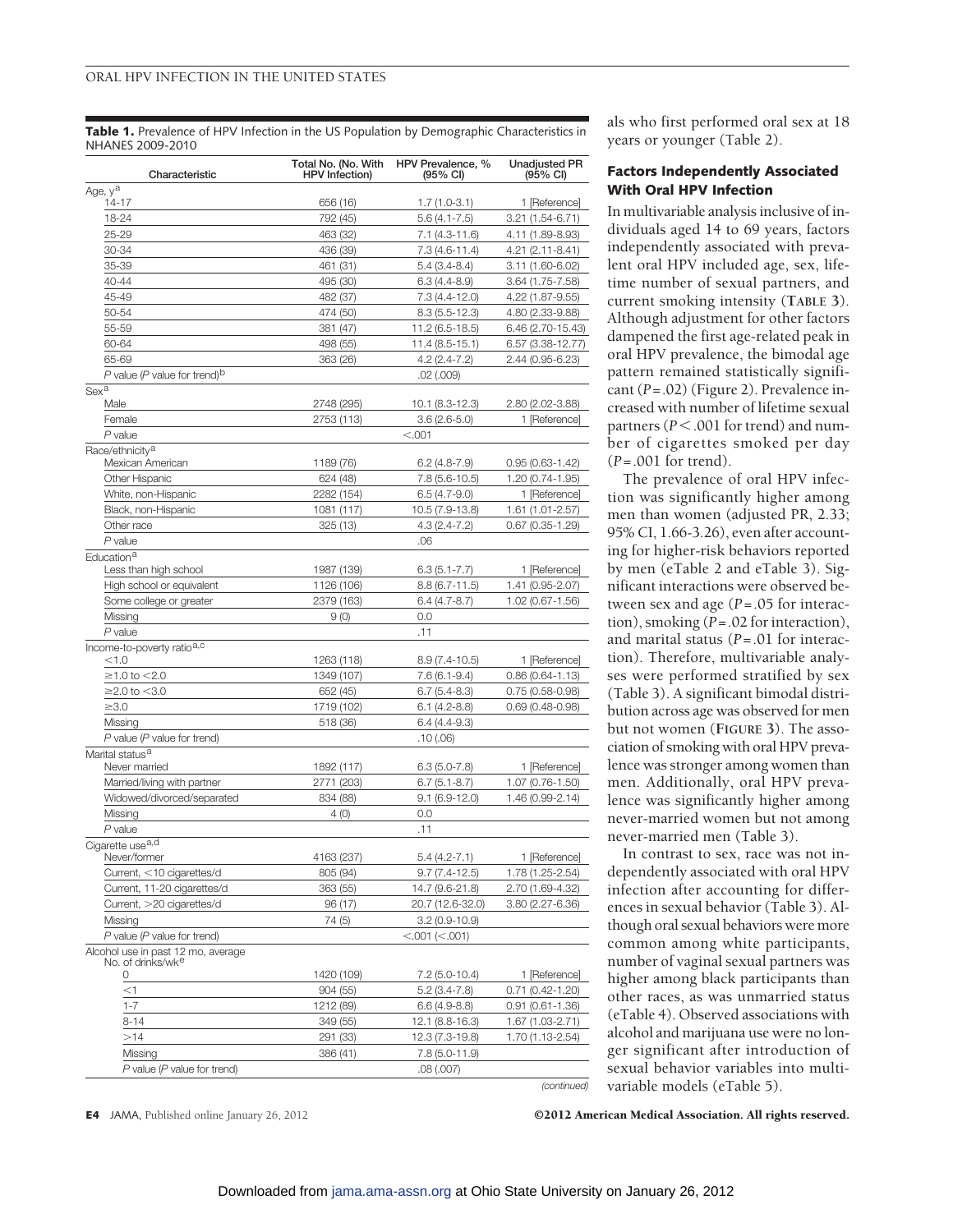**Table 1.** Prevalence of HPV Infection in the US Population by Demographic Characteristics in NHANES 2009-2010

| Characteristic | Total No. (No. With HPV Infection) | HPV Prevalence, % (95% CI) | Unadjusted PR (95% CI) |
|---|---|---|---|
| Age, y[a] | | | |
| 14-17 | 656 (16) | 1.7 (1.0-3.1) | 1 [Reference] |
| 18-24 | 792 (45) | 5.6 (4.1-7.5) | 3.21 (1.54-6.71) |
| 25-29 | 463 (32) | 7.1 (4.3-11.6) | 4.11 (1.89-8.93) |
| 30-34 | 436 (39) | 7.3 (4.6-11.4) | 4.21 (2.11-8.41) |
| 35-39 | 461 (31) | 5.4 (3.4-8.4) | 3.11 (1.60-6.02) |
| 40-44 | 495 (30) | 6.3 (4.4-8.9) | 3.64 (1.75-7.58) |
| 45-49 | 482 (37) | 7.3 (4.4-12.0) | 4.22 (1.87-9.55) |
| 50-54 | 474 (50) | 8.3 (5.5-12.3) | 4.80 (2.33-9.88) |
| 55-59 | 381 (47) | 11.2 (6.5-18.5) | 6.46 (2.70-15.43) |
| 60-64 | 498 (55) | 11.4 (8.5-15.1) | 6.57 (3.38-12.77) |
| 65-69 | 363 (26) | 4.2 (2.4-7.2) | 2.44 (0.95-6.23) |
| *P* value (*P* value for trend)[b] | | .02 (.009) | |
| Sex[a] | | | |
| Male | 2748 (295) | 10.1 (8.3-12.3) | 2.80 (2.02-3.88) |
| Female | 2753 (113) | 3.6 (2.6-5.0) | 1 [Reference] |
| *P* value | | <.001 | |
| Race/ethnicity[a] | | | |
| Mexican American | 1189 (76) | 6.2 (4.8-7.9) | 0.95 (0.63-1.42) |
| Other Hispanic | 624 (48) | 7.8 (5.6-10.5) | 1.20 (0.74-1.95) |
| White, non-Hispanic | 2282 (154) | 6.5 (4.7-9.0) | 1 [Reference] |
| Black, non-Hispanic | 1081 (117) | 10.5 (7.9-13.8) | 1.61 (1.01-2.57) |
| Other race | 325 (13) | 4.3 (2.4-7.2) | 0.67 (0.35-1.29) |
| *P* value | | .06 | |
| Education[a] | | | |
| Less than high school | 1987 (139) | 6.3 (5.1-7.7) | 1 [Reference] |
| High school or equivalent | 1126 (106) | 8.8 (6.7-11.5) | 1.41 (0.95-2.07) |
| Some college or greater | 2379 (163) | 6.4 (4.7-8.7) | 1.02 (0.67-1.56) |
| Missing | 9 (0) | 0.0 | |
| *P* value | | .11 | |
| Income-to-poverty ratio[a,c] | | | |
| <1.0 | 1263 (118) | 8.9 (7.4-10.5) | 1 [Reference] |
| ≥1.0 to <2.0 | 1349 (107) | 7.6 (6.1-9.4) | 0.86 (0.64-1.13) |
| ≥2.0 to <3.0 | 652 (45) | 6.7 (5.4-8.3) | 0.75 (0.58-0.98) |
| ≥3.0 | 1719 (102) | 6.1 (4.2-8.8) | 0.69 (0.48-0.98) |
| Missing | 518 (36) | 6.4 (4.4-9.3) | |
| *P* value (*P* value for trend) | | .10 (.06) | |
| Marital status[a] | | | |
| Never married | 1892 (117) | 6.3 (5.0-7.8) | 1 [Reference] |
| Married/living with partner | 2771 (203) | 6.7 (5.1-8.7) | 1.07 (0.76-1.50) |
| Widowed/divorced/separated | 834 (88) | 9.1 (6.9-12.0) | 1.46 (0.99-2.14) |
| Missing | 4 (0) | 0.0 | |
| *P* value | | .11 | |
| Cigarette use[a,d] | | | |
| Never/former | 4163 (237) | 5.4 (4.2-7.1) | 1 [Reference] |
| Current, <10 cigarettes/d | 805 (94) | 9.7 (7.4-12.5) | 1.78 (1.25-2.54) |
| Current, 11-20 cigarettes/d | 363 (55) | 14.7 (9.6-21.8) | 2.70 (1.69-4.32) |
| Current, >20 cigarettes/d | 96 (17) | 20.7 (12.6-32.0) | 3.80 (2.27-6.36) |
| Missing | 74 (5) | 3.2 (0.9-10.9) | |
| *P* value (*P* value for trend) | | <.001 (<.001) | |
| Alcohol use in past 12 mo, average No. of drinks/wk[e] | | | |
| 0 | 1420 (109) | 7.2 (5.0-10.4) | 1 [Reference] |
| <1 | 904 (55) | 5.2 (3.4-7.8) | 0.71 (0.42-1.20) |
| 1-7 | 1212 (89) | 6.6 (4.9-8.8) | 0.91 (0.61-1.36) |
| 8-14 | 349 (55) | 12.1 (8.8-16.3) | 1.67 (1.03-2.71) |
| >14 | 291 (33) | 12.3 (7.3-19.8) | 1.70 (1.13-2.54) |
| Missing | 386 (41) | 7.8 (5.0-11.9) | |
| *P* value (*P* value for trend) | | .08 (.007) | |

*(continued)*

als who first performed oral sex at 18 years or younger (Table 2).

### Factors Independently Associated With Oral HPV Infection

In multivariable analysis inclusive of individuals aged 14 to 69 years, factors independently associated with prevalent oral HPV included age, sex, lifetime number of sexual partners, and current smoking intensity (**TABLE 3**). Although adjustment for other factors dampened the first age-related peak in oral HPV prevalence, the bimodal age pattern remained statistically significant (*P*=.02) (Figure 2). Prevalence increased with number of lifetime sexual partners (*P*<.001 for trend) and number of cigarettes smoked per day (*P*=.001 for trend).

The prevalence of oral HPV infection was significantly higher among men than women (adjusted PR, 2.33; 95% CI, 1.66-3.26), even after accounting for higher-risk behaviors reported by men (eTable 2 and eTable 3). Significant interactions were observed between sex and age (*P*=.05 for interaction), smoking (*P*=.02 for interaction), and marital status (*P*=.01 for interaction). Therefore, multivariable analyses were performed stratified by sex (Table 3). A significant bimodal distribution across age was observed for men but not women (**FIGURE 3**). The association of smoking with oral HPV prevalence was stronger among women than men. Additionally, oral HPV prevalence was significantly higher among never-married women but not among never-married men (Table 3).

In contrast to sex, race was not independently associated with oral HPV infection after accounting for differences in sexual behavior (Table 3). Although oral sexual behaviors were more common among white participants, number of vaginal sexual partners was higher among black participants than other races, as was unmarried status (eTable 4). Observed associations with alcohol and marijuana use were no longer significant after introduction of sexual behavior variables into multivariable models (eTable 5).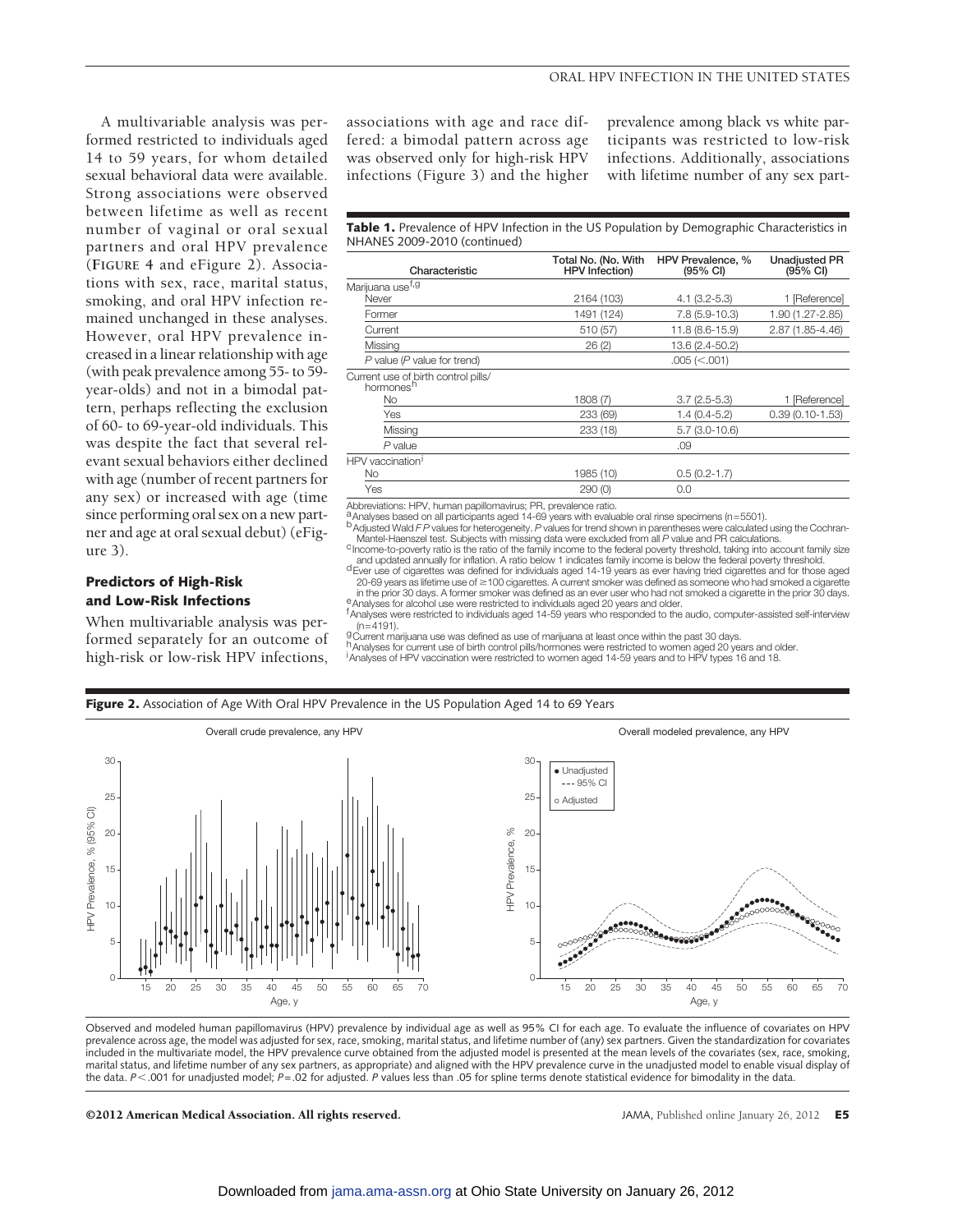A multivariable analysis was performed restricted to individuals aged 14 to 59 years, for whom detailed sexual behavioral data were available. Strong associations were observed between lifetime as well as recent number of vaginal or oral sexual partners and oral HPV prevalence (**FIGURE 4** and eFigure 2). Associations with sex, race, marital status, smoking, and oral HPV infection remained unchanged in these analyses. However, oral HPV prevalence increased in a linear relationship with age (with peak prevalence among 55- to 59-year-olds) and not in a bimodal pattern, perhaps reflecting the exclusion of 60- to 69-year-old individuals. This was despite the fact that several relevant sexual behaviors either declined with age (number of recent partners for any sex) or increased with age (time since performing oral sex on a new partner and age at oral sexual debut) (eFigure 3).

### Predictors of High-Risk and Low-Risk Infections

When multivariable analysis was performed separately for an outcome of high-risk or low-risk HPV infections, associations with age and race differed: a bimodal pattern across age was observed only for high-risk HPV infections (Figure 3) and the higher prevalence among black vs white participants was restricted to low-risk infections. Additionally, associations with lifetime number of any sex part-

**Table 1.** Prevalence of HPV Infection in the US Population by Demographic Characteristics in NHANES 2009-2010 (continued)

| Characteristic | Total No. (No. With HPV Infection) | HPV Prevalence, % (95% CI) | Unadjusted PR (95% CI) |
|---|---|---|---|
| Marijuana use[f,g] | | | |
| Never | 2164 (103) | 4.1 (3.2-5.3) | 1 [Reference] |
| Former | 1491 (124) | 7.8 (5.9-10.3) | 1.90 (1.27-2.85) |
| Current | 510 (57) | 11.8 (8.6-15.9) | 2.87 (1.85-4.46) |
| Missing | 26 (2) | 13.6 (2.4-50.2) | |
| *P* value (*P* value for trend) | | .005 (<.001) | |
| Current use of birth control pills/hormones[h] | | | |
| No | 1808 (7) | 3.7 (2.5-5.3) | 1 [Reference] |
| Yes | 233 (69) | 1.4 (0.4-5.2) | 0.39 (0.10-1.53) |
| Missing | 233 (18) | 5.7 (3.0-10.6) | |
| *P* value | | .09 | |
| HPV vaccination[i] | | | |
| No | 1985 (10) | 0.5 (0.2-1.7) | |
| Yes | 290 (0) | 0.0 | |

Abbreviations: HPV, human papillomavirus; PR, prevalence ratio.
[a]Analyses based on all participants aged 14-69 years with evaluable oral rinse specimens (n=5501).
[b]Adjusted Wald *F P* values for heterogeneity. *P* values for trend shown in parentheses were calculated using the Cochran-Mantel-Haenszel test. Subjects with missing data were excluded from all *P* value and PR calculations.
[c]Income-to-poverty ratio is the ratio of the family income to the federal poverty threshold, taking into account family size and updated annually for inflation. A ratio below 1 indicates family income is below the federal poverty threshold.
[d]Ever use of cigarettes was defined for individuals aged 14-19 years as ever having tried cigarettes and for those aged 20-69 years as lifetime use of ≥100 cigarettes. A current smoker was defined as someone who had smoked a cigarette in the prior 30 days. A former smoker was defined as an ever user who had not smoked a cigarette in the prior 30 days.
[e]Analyses for alcohol use were restricted to individuals aged 20 years and older.
[f]Analyses were restricted to individuals aged 14-59 years who responded to the audio, computer-assisted self-interview (n=4191).
[g]Current marijuana use was defined as use of marijuana at least once within the past 30 days.
[h]Analyses for current use of birth control pills/hormones were restricted to women aged 20 years and older.
[i]Analyses of HPV vaccination were restricted to women aged 14-59 years and to HPV types 16 and 18.

**Figure 2.** Association of Age With Oral HPV Prevalence in the US Population Aged 14 to 69 Years

Observed and modeled human papillomavirus (HPV) prevalence by individual age as well as 95% CI for each age. To evaluate the influence of covariates on HPV prevalence across age, the model was adjusted for sex, race, smoking, marital status, and lifetime number of (any) sex partners. Given the standardization for covariates included in the multivariate model, the HPV prevalence curve obtained from the adjusted model is presented at the mean levels of the covariates (sex, race, smoking, marital status, and lifetime number of any sex partners, as appropriate) and aligned with the HPV prevalence curve in the unadjusted model to enable visual display of the data. *P*<.001 for unadjusted model; *P*=.02 for adjusted. *P* values less than .05 for spline terms denote statistical evidence for bimodality in the data.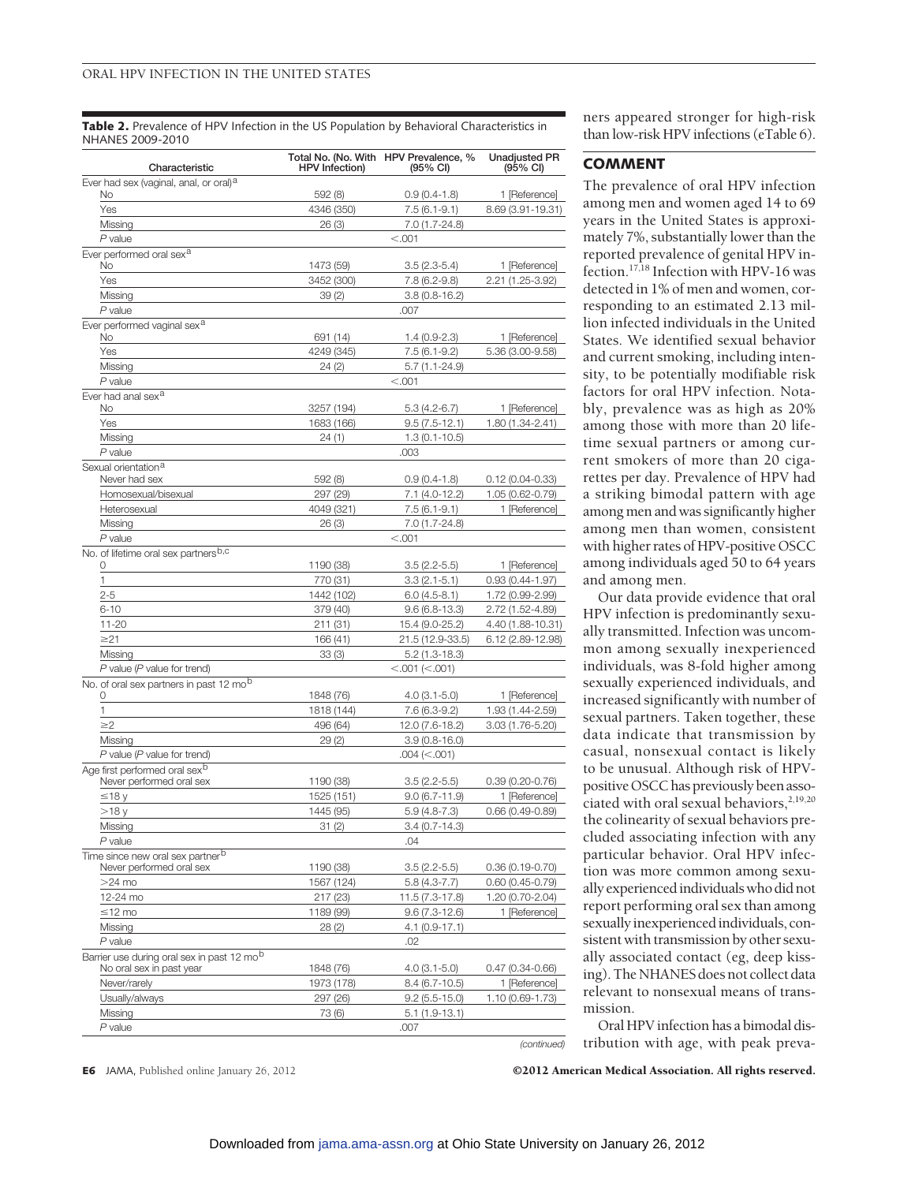**Table 2.** Prevalence of HPV Infection in the US Population by Behavioral Characteristics in NHANES 2009-2010

| Characteristic | Total No. (No. With HPV Infection) | HPV Prevalence, % (95% CI) | Unadjusted PR (95% CI) |
|---|---|---|---|
| Ever had sex (vaginal, anal, or oral)[a] | | | |
| No | 592 (8) | 0.9 (0.4-1.8) | 1 [Reference] |
| Yes | 4346 (350) | 7.5 (6.1-9.1) | 8.69 (3.91-19.31) |
| Missing | 26 (3) | 7.0 (1.7-24.8) | |
| *P* value | | <.001 | |
| Ever performed oral sex[a] | | | |
| No | 1473 (59) | 3.5 (2.3-5.4) | 1 [Reference] |
| Yes | 3452 (300) | 7.8 (6.2-9.8) | 2.21 (1.25-3.92) |
| Missing | 39 (2) | 3.8 (0.8-16.2) | |
| *P* value | | .007 | |
| Ever performed vaginal sex[a] | | | |
| No | 691 (14) | 1.4 (0.9-2.3) | 1 [Reference] |
| Yes | 4249 (345) | 7.5 (6.1-9.2) | 5.36 (3.00-9.58) |
| Missing | 24 (2) | 5.7 (1.1-24.9) | |
| *P* value | | <.001 | |
| Ever had anal sex[a] | | | |
| No | 3257 (194) | 5.3 (4.2-6.7) | 1 [Reference] |
| Yes | 1683 (166) | 9.5 (7.5-12.1) | 1.80 (1.34-2.41) |
| Missing | 24 (1) | 1.3 (0.1-10.5) | |
| *P* value | | .003 | |
| Sexual orientation[a] | | | |
| Never had sex | 592 (8) | 0.9 (0.4-1.8) | 0.12 (0.04-0.33) |
| Homosexual/bisexual | 297 (29) | 7.1 (4.0-12.2) | 1.05 (0.62-0.79) |
| Heterosexual | 4049 (321) | 7.5 (6.1-9.1) | 1 [Reference] |
| Missing | 26 (3) | 7.0 (1.7-24.8) | |
| *P* value | | <.001 | |
| No. of lifetime oral sex partners[b,c] | | | |
| 0 | 1190 (38) | 3.5 (2.2-5.5) | 1 [Reference] |
| 1 | 770 (31) | 3.3 (2.1-5.1) | 0.93 (0.44-1.97) |
| 2-5 | 1442 (102) | 6.0 (4.5-8.1) | 1.72 (0.99-2.99) |
| 6-10 | 379 (40) | 9.6 (6.8-13.3) | 2.72 (1.52-4.89) |
| 11-20 | 211 (31) | 15.4 (9.0-25.2) | 4.40 (1.88-10.31) |
| ≥21 | 166 (41) | 21.5 (12.9-33.5) | 6.12 (2.89-12.98) |
| Missing | 33 (3) | 5.2 (1.3-18.3) | |
| *P* value (*P* value for trend) | | <.001 (<.001) | |
| No. of oral sex partners in past 12 mo[b] | | | |
| 0 | 1848 (76) | 4.0 (3.1-5.0) | 1 [Reference] |
| 1 | 1818 (144) | 7.6 (6.3-9.2) | 1.93 (1.44-2.59) |
| ≥2 | 496 (64) | 12.0 (7.6-18.2) | 3.03 (1.76-5.20) |
| Missing | 29 (2) | 3.9 (0.8-16.0) | |
| *P* value (*P* value for trend) | | .004 (<.001) | |
| Age first performed oral sex[b] | | | |
| Never performed oral sex | 1190 (38) | 3.5 (2.2-5.5) | 0.39 (0.20-0.76) |
| ≤18 y | 1525 (151) | 9.0 (6.7-11.9) | 1 [Reference] |
| >18 y | 1445 (95) | 5.9 (4.8-7.3) | 0.66 (0.49-0.89) |
| Missing | 31 (2) | 3.4 (0.7-14.3) | |
| *P* value | | .04 | |
| Time since new oral sex partner[b] | | | |
| Never performed oral sex | 1190 (38) | 3.5 (2.2-5.5) | 0.36 (0.19-0.70) |
| >24 mo | 1567 (124) | 5.8 (4.3-7.7) | 0.60 (0.45-0.79) |
| 12-24 mo | 217 (23) | 11.5 (7.3-17.8) | 1.20 (0.70-2.04) |
| ≤12 mo | 1189 (99) | 9.6 (7.3-12.6) | 1 [Reference] |
| Missing | 28 (2) | 4.1 (0.9-17.1) | |
| *P* value | | .02 | |
| Barrier use during oral sex in past 12 mo[b] | | | |
| No oral sex in past year | 1848 (76) | 4.0 (3.1-5.0) | 0.47 (0.34-0.66) |
| Never/rarely | 1973 (178) | 8.4 (6.7-10.5) | 1 [Reference] |
| Usually/always | 297 (26) | 9.2 (5.5-15.0) | 1.10 (0.69-1.73) |
| Missing | 73 (6) | 5.1 (1.9-13.1) | |
| *P* value | | .007 | |

*(continued)*

ners appeared stronger for high-risk than low-risk HPV infections (eTable 6).

## COMMENT

The prevalence of oral HPV infection among men and women aged 14 to 69 years in the United States is approximately 7%, substantially lower than the reported prevalence of genital HPV infection.[17,18] Infection with HPV-16 was detected in 1% of men and women, corresponding to an estimated 2.13 million infected individuals in the United States. We identified sexual behavior and current smoking, including intensity, to be potentially modifiable risk factors for oral HPV infection. Notably, prevalence was as high as 20% among those with more than 20 lifetime sexual partners or among current smokers of more than 20 cigarettes per day. Prevalence of HPV had a striking bimodal pattern with age among men and was significantly higher among men than women, consistent with higher rates of HPV-positive OSCC among individuals aged 50 to 64 years and among men.

Our data provide evidence that oral HPV infection is predominantly sexually transmitted. Infection was uncommon among sexually inexperienced individuals, was 8-fold higher among sexually experienced individuals, and increased significantly with number of sexual partners. Taken together, these data indicate that transmission by casual, nonsexual contact is likely to be unusual. Although risk of HPV-positive OSCC has previously been associated with oral sexual behaviors,[2,19,20] the colinearity of sexual behaviors precluded associating infection with any particular behavior. Oral HPV infection was more common among sexually experienced individuals who did not report performing oral sex than among sexually inexperienced individuals, consistent with transmission by other sexually associated contact (eg, deep kissing). The NHANES does not collect data relevant to nonsexual means of transmission.

Oral HPV infection has a bimodal distribution with age, with peak preva-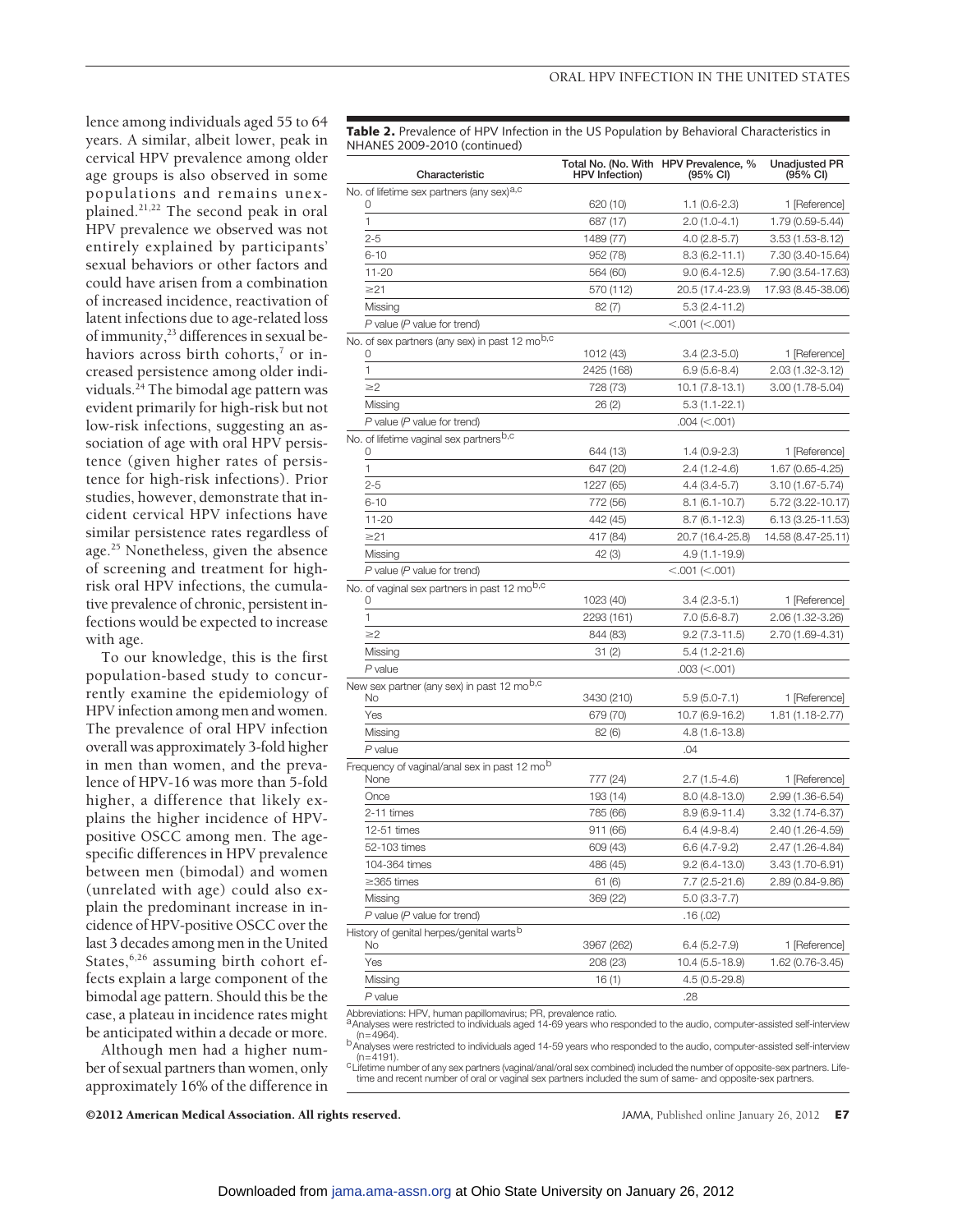lence among individuals aged 55 to 64 years. A similar, albeit lower, peak in cervical HPV prevalence among older age groups is also observed in some populations and remains unexplained.[21,22] The second peak in oral HPV prevalence we observed was not entirely explained by participants' sexual behaviors or other factors and could have arisen from a combination of increased incidence, reactivation of latent infections due to age-related loss of immunity,[23] differences in sexual behaviors across birth cohorts,[7] or increased persistence among older individuals.[24] The bimodal age pattern was evident primarily for high-risk but not low-risk infections, suggesting an association of age with oral HPV persistence (given higher rates of persistence for high-risk infections). Prior studies, however, demonstrate that incident cervical HPV infections have similar persistence rates regardless of age.[25] Nonetheless, given the absence of screening and treatment for high-risk oral HPV infections, the cumulative prevalence of chronic, persistent infections would be expected to increase with age.

To our knowledge, this is the first population-based study to concurrently examine the epidemiology of HPV infection among men and women. The prevalence of oral HPV infection overall was approximately 3-fold higher in men than women, and the prevalence of HPV-16 was more than 5-fold higher, a difference that likely explains the higher incidence of HPV-positive OSCC among men. The age-specific differences in HPV prevalence between men (bimodal) and women (unrelated with age) could also explain the predominant increase in incidence of HPV-positive OSCC over the last 3 decades among men in the United States,[6,26] assuming birth cohort effects explain a large component of the bimodal age pattern. Should this be the case, a plateau in incidence rates might be anticipated within a decade or more.

Although men had a higher number of sexual partners than women, only approximately 16% of the difference in

**Table 2.** Prevalence of HPV Infection in the US Population by Behavioral Characteristics in NHANES 2009-2010 (continued)

| Characteristic | Total No. (No. With HPV Infection) | HPV Prevalence, % (95% CI) | Unadjusted PR (95% CI) |
|---|---|---|---|
| No. of lifetime sex partners (any sex)[a,c] | | | |
| 0 | 620 (10) | 1.1 (0.6-2.3) | 1 [Reference] |
| 1 | 687 (17) | 2.0 (1.0-4.1) | 1.79 (0.59-5.44) |
| 2-5 | 1489 (77) | 4.0 (2.8-5.7) | 3.53 (1.53-8.12) |
| 6-10 | 952 (78) | 8.3 (6.2-11.1) | 7.30 (3.40-15.64) |
| 11-20 | 564 (60) | 9.0 (6.4-12.5) | 7.90 (3.54-17.63) |
| ≥21 | 570 (112) | 20.5 (17.4-23.9) | 17.93 (8.45-38.06) |
| Missing | 82 (7) | 5.3 (2.4-11.2) | |
| *P* value (*P* value for trend) | | <.001 (<.001) | |
| No. of sex partners (any sex) in past 12 mo[b,c] | | | |
| 0 | 1012 (43) | 3.4 (2.3-5.0) | 1 [Reference] |
| 1 | 2425 (168) | 6.9 (5.6-8.4) | 2.03 (1.32-3.12) |
| ≥2 | 728 (73) | 10.1 (7.8-13.1) | 3.00 (1.78-5.04) |
| Missing | 26 (2) | 5.3 (1.1-22.1) | |
| *P* value (*P* value for trend) | | .004 (<.001) | |
| No. of lifetime vaginal sex partners[b,c] | | | |
| 0 | 644 (13) | 1.4 (0.9-2.3) | 1 [Reference] |
| 1 | 647 (20) | 2.4 (1.2-4.6) | 1.67 (0.65-4.25) |
| 2-5 | 1227 (65) | 4.4 (3.4-5.7) | 3.10 (1.67-5.74) |
| 6-10 | 772 (56) | 8.1 (6.1-10.7) | 5.72 (3.22-10.17) |
| 11-20 | 442 (45) | 8.7 (6.1-12.3) | 6.13 (3.25-11.53) |
| ≥21 | 417 (84) | 20.7 (16.4-25.8) | 14.58 (8.47-25.11) |
| Missing | 42 (3) | 4.9 (1.1-19.9) | |
| *P* value (*P* value for trend) | | <.001 (<.001) | |
| No. of vaginal sex partners in past 12 mo[b,c] | | | |
| 0 | 1023 (40) | 3.4 (2.3-5.1) | 1 [Reference] |
| 1 | 2293 (161) | 7.0 (5.6-8.7) | 2.06 (1.32-3.26) |
| ≥2 | 844 (83) | 9.2 (7.3-11.5) | 2.70 (1.69-4.31) |
| Missing | 31 (2) | 5.4 (1.2-21.6) | |
| *P* value | | .003 (<.001) | |
| New sex partner (any sex) in past 12 mo[b,c] | | | |
| No | 3430 (210) | 5.9 (5.0-7.1) | 1 [Reference] |
| Yes | 679 (70) | 10.7 (6.9-16.2) | 1.81 (1.18-2.77) |
| Missing | 82 (6) | 4.8 (1.6-13.8) | |
| *P* value | | .04 | |
| Frequency of vaginal/anal sex in past 12 mo[b] | | | |
| None | 777 (24) | 2.7 (1.5-4.6) | 1 [Reference] |
| Once | 193 (14) | 8.0 (4.8-13.0) | 2.99 (1.36-6.54) |
| 2-11 times | 785 (66) | 8.9 (6.9-11.4) | 3.32 (1.74-6.37) |
| 12-51 times | 911 (66) | 6.4 (4.9-8.4) | 2.40 (1.26-4.59) |
| 52-103 times | 609 (43) | 6.6 (4.7-9.2) | 2.47 (1.26-4.84) |
| 104-364 times | 486 (45) | 9.2 (6.4-13.0) | 3.43 (1.70-6.91) |
| ≥365 times | 61 (6) | 7.7 (2.5-21.6) | 2.89 (0.84-9.86) |
| Missing | 369 (22) | 5.0 (3.3-7.7) | |
| *P* value (*P* value for trend) | | .16 (.02) | |
| History of genital herpes/genital warts[b] | | | |
| No | 3967 (262) | 6.4 (5.2-7.9) | 1 [Reference] |
| Yes | 208 (23) | 10.4 (5.5-18.9) | 1.62 (0.76-3.45) |
| Missing | 16 (1) | 4.5 (0.5-29.8) | |
| *P* value | | .28 | |

Abbreviations: HPV, human papillomavirus; PR, prevalence ratio.
[a] Analyses were restricted to individuals aged 14-69 years who responded to the audio, computer-assisted self-interview (n=4964).
[b] Analyses were restricted to individuals aged 14-59 years who responded to the audio, computer-assisted self-interview (n=4191).
[c] Lifetime number of any sex partners (vaginal/anal/oral sex combined) included the number of opposite-sex partners. Lifetime and recent number of oral or vaginal sex partners included the sum of same- and opposite-sex partners.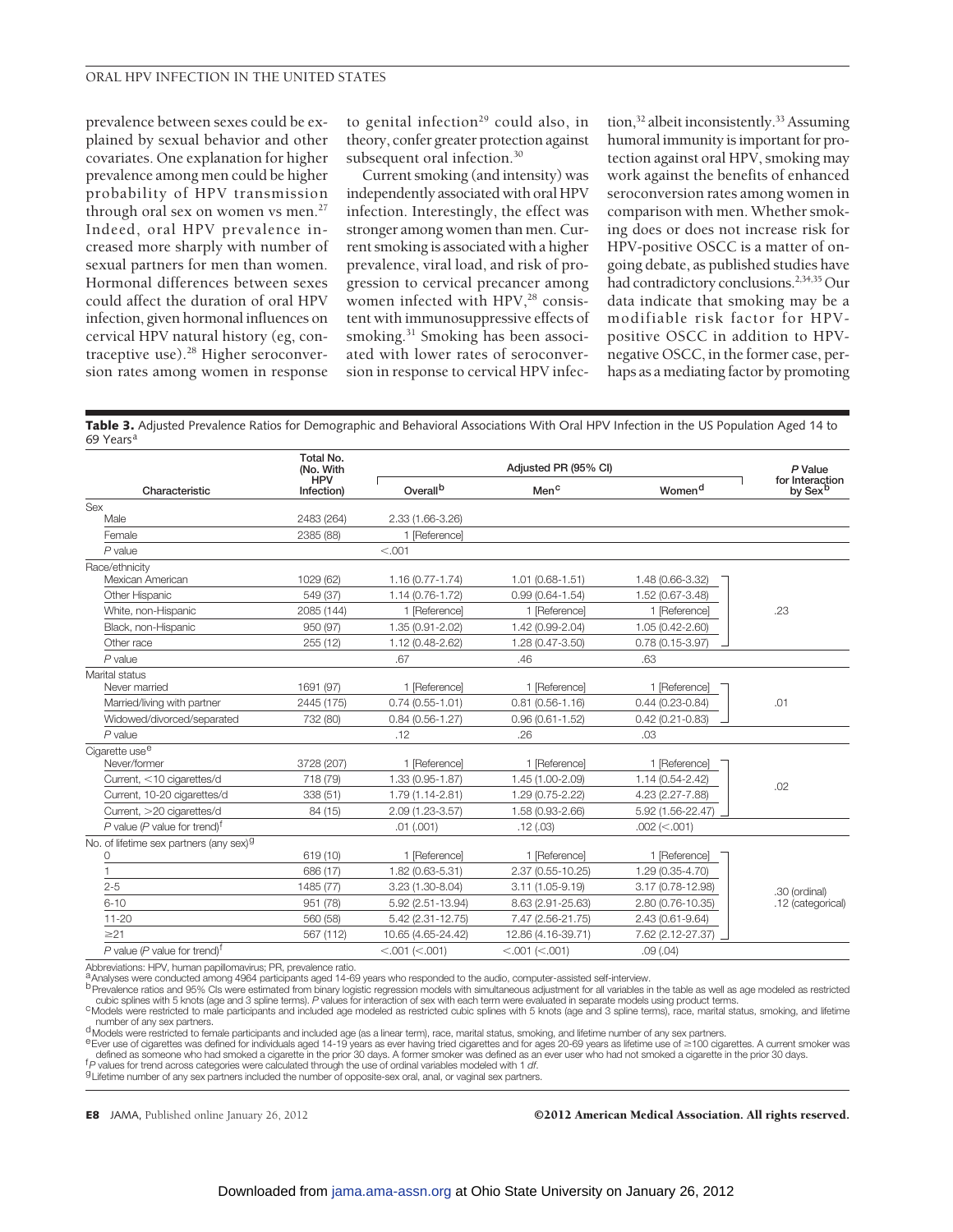prevalence between sexes could be explained by sexual behavior and other covariates. One explanation for higher prevalence among men could be higher probability of HPV transmission through oral sex on women vs men.[27] Indeed, oral HPV prevalence increased more sharply with number of sexual partners for men than women. Hormonal differences between sexes could affect the duration of oral HPV infection, given hormonal influences on cervical HPV natural history (eg, contraceptive use).[28] Higher seroconversion rates among women in response to genital infection[29] could also, in theory, confer greater protection against subsequent oral infection.[30]

Current smoking (and intensity) was independently associated with oral HPV infection. Interestingly, the effect was stronger among women than men. Current smoking is associated with a higher prevalence, viral load, and risk of progression to cervical precancer among women infected with HPV,[28] consistent with immunosuppressive effects of smoking.[31] Smoking has been associated with lower rates of seroconversion in response to cervical HPV infection,[32] albeit inconsistently.[33] Assuming humoral immunity is important for protection against oral HPV, smoking may work against the benefits of enhanced seroconversion rates among women in comparison with men. Whether smoking does or does not increase risk for HPV-positive OSCC is a matter of ongoing debate, as published studies have had contradictory conclusions.[2,34,35] Our data indicate that smoking may be a modifiable risk factor for HPV-positive OSCC in addition to HPV-negative OSCC, in the former case, perhaps as a mediating factor by promoting

**Table 3.** Adjusted Prevalence Ratios for Demographic and Behavioral Associations With Oral HPV Infection in the US Population Aged 14 to 69 Years[a]

| Characteristic | Total No. (No. With HPV Infection) | Adjusted PR (95% CI) Overall[b] | Men[c] | Women[d] | P Value for Interaction by Sex[b] |
|---|---|---|---|---|---|
| **Sex** | | | | | |
| Male | 2483 (264) | 2.33 (1.66-3.26) | | | |
| Female | 2385 (88) | 1 [Reference] | | | |
| P value | | <.001 | | | |
| **Race/ethnicity** | | | | | |
| Mexican American | 1029 (62) | 1.16 (0.77-1.74) | 1.01 (0.68-1.51) | 1.48 (0.66-3.32) | .23 |
| Other Hispanic | 549 (37) | 1.14 (0.76-1.72) | 0.99 (0.64-1.54) | 1.52 (0.67-3.48) | |
| White, non-Hispanic | 2085 (144) | 1 [Reference] | 1 [Reference] | 1 [Reference] | |
| Black, non-Hispanic | 950 (97) | 1.35 (0.91-2.02) | 1.42 (0.99-2.04) | 1.05 (0.42-2.60) | |
| Other race | 255 (12) | 1.12 (0.48-2.62) | 1.28 (0.47-3.50) | 0.78 (0.15-3.97) | |
| P value | | .67 | .46 | .63 | |
| **Marital status** | | | | | |
| Never married | 1691 (97) | 1 [Reference] | 1 [Reference] | 1 [Reference] | .01 |
| Married/living with partner | 2445 (175) | 0.74 (0.55-1.01) | 0.81 (0.56-1.16) | 0.44 (0.23-0.84) | |
| Widowed/divorced/separated | 732 (80) | 0.84 (0.56-1.27) | 0.96 (0.61-1.52) | 0.42 (0.21-0.83) | |
| P value | | .12 | .26 | .03 | |
| **Cigarette use[e]** | | | | | |
| Never/former | 3728 (207) | 1 [Reference] | 1 [Reference] | 1 [Reference] | .02 |
| Current, <10 cigarettes/d | 718 (79) | 1.33 (0.95-1.87) | 1.45 (1.00-2.09) | 1.14 (0.54-2.42) | |
| Current, 10-20 cigarettes/d | 338 (51) | 1.79 (1.14-2.81) | 1.29 (0.75-2.22) | 4.23 (2.27-7.88) | |
| Current, >20 cigarettes/d | 84 (15) | 2.09 (1.23-3.57) | 1.58 (0.93-2.66) | 5.92 (1.56-22.47) | |
| P value (P value for trend)[f] | | .01 (.001) | .12 (.03) | .002 (<.001) | |
| **No. of lifetime sex partners (any sex)[g]** | | | | | |
| 0 | 619 (10) | 1 [Reference] | 1 [Reference] | 1 [Reference] | .30 (ordinal) .12 (categorical) |
| 1 | 686 (17) | 1.82 (0.63-5.31) | 2.37 (0.55-10.25) | 1.29 (0.35-4.70) | |
| 2-5 | 1485 (77) | 3.23 (1.30-8.04) | 3.11 (1.05-9.19) | 3.17 (0.78-12.98) | |
| 6-10 | 951 (78) | 5.92 (2.51-13.94) | 8.63 (2.91-25.63) | 2.80 (0.76-10.35) | |
| 11-20 | 560 (58) | 5.42 (2.31-12.75) | 7.47 (2.56-21.75) | 2.43 (0.61-9.64) | |
| ≥21 | 567 (112) | 10.65 (4.65-24.42) | 12.86 (4.16-39.71) | 7.62 (2.12-27.37) | |
| P value (P value for trend)[f] | | <.001 (<.001) | <.001 (<.001) | .09 (.04) | |

Abbreviations: HPV, human papillomavirus; PR, prevalence ratio.
[a] Analyses were conducted among 4964 participants aged 14-69 years who responded to the audio, computer-assisted self-interview.
[b] Prevalence ratios and 95% CIs were estimated from binary logistic regression models with simultaneous adjustment for all variables in the table as well as age modeled as restricted cubic splines with 5 knots (age and 3 spline terms). P values for interaction of sex with each term were evaluated in separate models using product terms.
[c] Models were restricted to male participants and included age modeled as restricted cubic splines with 5 knots (age and 3 spline terms), race, marital status, smoking, and lifetime number of any sex partners.
[d] Models were restricted to female participants and included age (as a linear term), race, marital status, smoking, and lifetime number of any sex partners.
[e] Ever use of cigarettes was defined for individuals aged 14-19 years as ever having tried cigarettes and for ages 20-69 years as lifetime use of ≥100 cigarettes. A current smoker was defined as someone who had smoked a cigarette in the prior 30 days. A former smoker was defined as an ever user who had not smoked a cigarette in the prior 30 days.
[f] P values for trend across categories were calculated through the use of ordinal variables modeled with 1 df.
[g] Lifetime number of any sex partners included the number of opposite-sex oral, anal, or vaginal sex partners.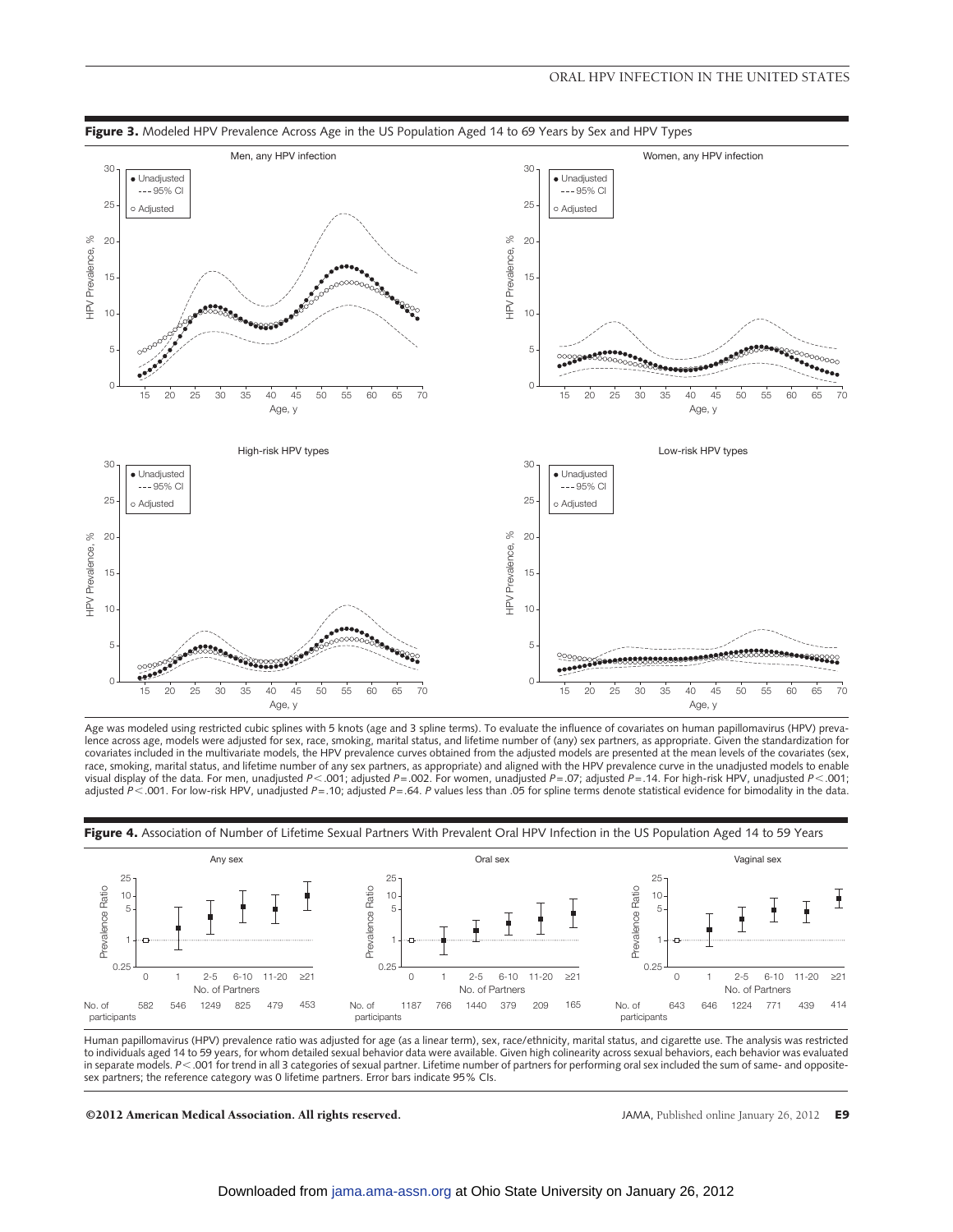**Figure 3.** Modeled HPV Prevalence Across Age in the US Population Aged 14 to 69 Years by Sex and HPV Types

Age was modeled using restricted cubic splines with 5 knots (age and 3 spline terms). To evaluate the influence of covariates on human papillomavirus (HPV) prevalence across age, models were adjusted for sex, race, smoking, marital status, and lifetime number of (any) sex partners, as appropriate. Given the standardization for covariates included in the multivariate models, the HPV prevalence curves obtained from the adjusted models are presented at the mean levels of the covariates (sex, race, smoking, marital status, and lifetime number of any sex partners, as appropriate) and aligned with the HPV prevalence curve in the unadjusted models to enable visual display of the data. For men, unadjusted $P<.001$; adjusted $P=.002$. For women, unadjusted $P=.07$; adjusted $P=.14$. For high-risk HPV, unadjusted $P<.001$; adjusted $P<.001$. For low-risk HPV, unadjusted $P=.10$; adjusted $P=.64$. $P$ values less than .05 for spline terms denote statistical evidence for bimodality in the data.

**Figure 4.** Association of Number of Lifetime Sexual Partners With Prevalent Oral HPV Infection in the US Population Aged 14 to 59 Years

| No. of Partners | 0 | 1 | 2-5 | 6-10 | 11-20 | ≥21 |
|---|---|---|---|---|---|---|
| Any sex, No. of participants | 582 | 546 | 1249 | 825 | 479 | 453 |
| Oral sex, No. of participants | 1187 | 766 | 1440 | 379 | 209 | 165 |
| Vaginal sex, No. of participants | 643 | 646 | 1224 | 771 | 439 | 414 |

Human papillomavirus (HPV) prevalence ratio was adjusted for age (as a linear term), sex, race/ethnicity, marital status, and cigarette use. The analysis was restricted to individuals aged 14 to 59 years, for whom detailed sexual behavior data were available. Given high colinearity across sexual behaviors, each behavior was evaluated in separate models. $P<.001$ for trend in all 3 categories of sexual partner. Lifetime number of partners for performing oral sex included the sum of same- and opposite-sex partners; the reference category was 0 lifetime partners. Error bars indicate 95% CIs.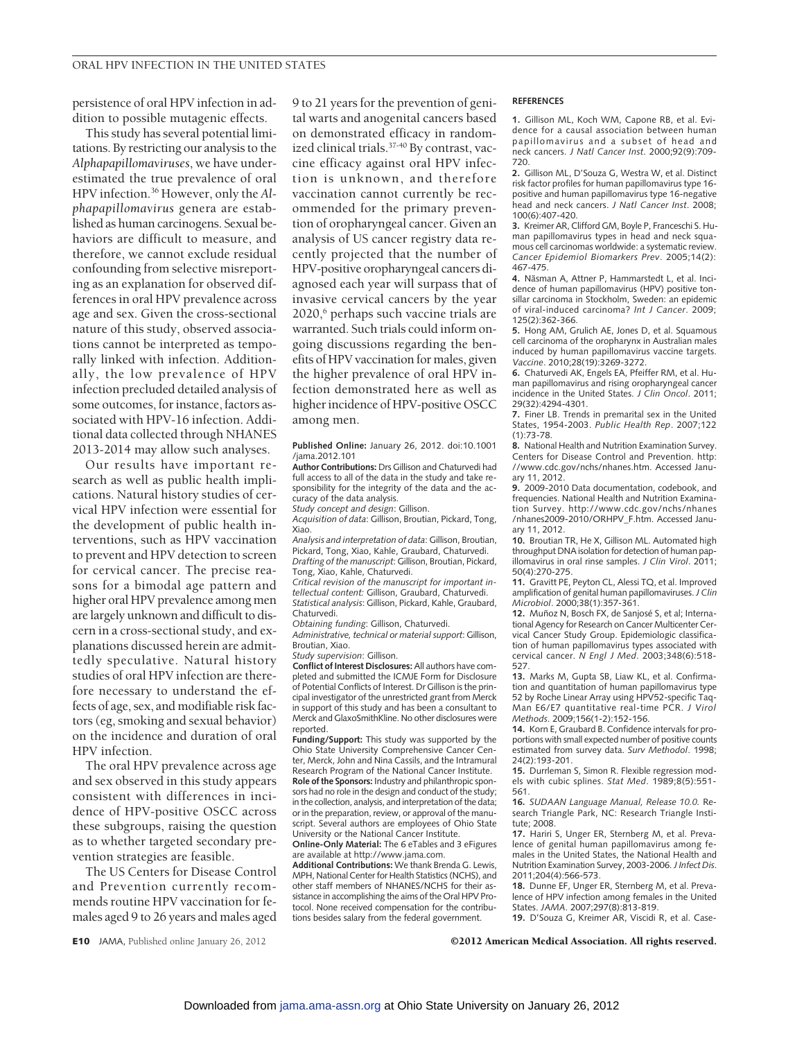persistence of oral HPV infection in addition to possible mutagenic effects.

This study has several potential limitations. By restricting our analysis to the *Alphapapillomaviruses*, we have underestimated the true prevalence of oral HPV infection.[36] However, only the *Alphapapillomavirus* genera are established as human carcinogens. Sexual behaviors are difficult to measure, and therefore, we cannot exclude residual confounding from selective misreporting as an explanation for observed differences in oral HPV prevalence across age and sex. Given the cross-sectional nature of this study, observed associations cannot be interpreted as temporally linked with infection. Additionally, the low prevalence of HPV infection precluded detailed analysis of some outcomes, for instance, factors associated with HPV-16 infection. Additional data collected through NHANES 2013-2014 may allow such analyses.

Our results have important research as well as public health implications. Natural history studies of cervical HPV infection were essential for the development of public health interventions, such as HPV vaccination to prevent and HPV detection to screen for cervical cancer. The precise reasons for a bimodal age pattern and higher oral HPV prevalence among men are largely unknown and difficult to discern in a cross-sectional study, and explanations discussed herein are admittedly speculative. Natural history studies of oral HPV infection are therefore necessary to understand the effects of age, sex, and modifiable risk factors (eg, smoking and sexual behavior) on the incidence and duration of oral HPV infection.

The oral HPV prevalence across age and sex observed in this study appears consistent with differences in incidence of HPV-positive OSCC across these subgroups, raising the question as to whether targeted secondary prevention strategies are feasible.

The US Centers for Disease Control and Prevention currently recommends routine HPV vaccination for females aged 9 to 26 years and males aged 9 to 21 years for the prevention of genital warts and anogenital cancers based on demonstrated efficacy in randomized clinical trials.[37-40] By contrast, vaccine efficacy against oral HPV infection is unknown, and therefore vaccination cannot currently be recommended for the primary prevention of oropharyngeal cancer. Given an analysis of US cancer registry data recently projected that the number of HPV-positive oropharyngeal cancers diagnosed each year will surpass that of invasive cervical cancers by the year 2020,[6] perhaps such vaccine trials are warranted. Such trials could inform ongoing discussions regarding the benefits of HPV vaccination for males, given the higher prevalence of oral HPV infection demonstrated here as well as higher incidence of HPV-positive OSCC among men.

**Published Online:** January 26, 2012. doi:10.1001/jama.2012.101

**Author Contributions:** Drs Gillison and Chaturvedi had full access to all of the data in the study and take responsibility for the integrity of the data and the accuracy of the data analysis.

*Study concept and design*: Gillison.

*Acquisition of data*: Gillison, Broutian, Pickard, Tong, Xiao.

*Analysis and interpretation of data*: Gillison, Broutian, Pickard, Tong, Xiao, Kahle, Graubard, Chaturvedi.

*Drafting of the manuscript*: Gillison, Broutian, Pickard, Tong, Xiao, Kahle, Chaturvedi.

*Critical revision of the manuscript for important intellectual content:* Gillison, Graubard, Chaturvedi.

*Statistical analysis*: Gillison, Pickard, Kahle, Graubard, Chaturvedi.

*Obtaining funding*: Gillison, Chaturvedi.

*Administrative, technical or material support*: Gillison, Broutian, Xiao.

*Study supervision*: Gillison.

**Conflict of Interest Disclosures:** All authors have completed and submitted the ICMJE Form for Disclosure of Potential Conflicts of Interest. Dr Gillison is the principal investigator of the unrestricted grant from Merck in support of this study and has been a consultant to Merck and GlaxoSmithKline. No other disclosures were reported.

**Funding/Support:** This study was supported by the Ohio State University Comprehensive Cancer Center, Merck, John and Nina Cassils, and the Intramural Research Program of the National Cancer Institute.

**Role of the Sponsors:** Industry and philanthropic sponsors had no role in the design and conduct of the study; in the collection, analysis, and interpretation of the data; or in the preparation, review, or approval of the manuscript. Several authors are employees of Ohio State University or the National Cancer Institute.

**Online-Only Material:** The 6 eTables and 3 eFigures are available at http://www.jama.com.

**Additional Contributions:** We thank Brenda G. Lewis, MPH, National Center for Health Statistics (NCHS), and other staff members of NHANES/NCHS for their assistance in accomplishing the aims of the Oral HPV Protocol. None received compensation for the contributions besides salary from the federal government.

## REFERENCES

1. Gillison ML, Koch WM, Capone RB, et al. Evidence for a causal association between human papillomavirus and a subset of head and neck cancers. *J Natl Cancer Inst*. 2000;92(9):709-720.

2. Gillison ML, D'Souza G, Westra W, et al. Distinct risk factor profiles for human papillomavirus type 16-positive and human papillomavirus type 16-negative head and neck cancers. *J Natl Cancer Inst*. 2008;100(6):407-420.

3. Kreimer AR, Clifford GM, Boyle P, Franceschi S. Human papillomavirus types in head and neck squamous cell carcinomas worldwide: a systematic review. *Cancer Epidemiol Biomarkers Prev*. 2005;14(2):467-475.

4. Näsman A, Attner P, Hammarstedt L, et al. Incidence of human papillomavirus (HPV) positive tonsillar carcinoma in Stockholm, Sweden: an epidemic of viral-induced carcinoma? *Int J Cancer*. 2009;125(2):362-366.

5. Hong AM, Grulich AE, Jones D, et al. Squamous cell carcinoma of the oropharynx in Australian males induced by human papillomavirus vaccine targets. *Vaccine*. 2010;28(19):3269-3272.

6. Chaturvedi AK, Engels EA, Pfeiffer RM, et al. Human papillomavirus and rising oropharyngeal cancer incidence in the United States. *J Clin Oncol*. 2011;29(32):4294-4301.

7. Finer LB. Trends in premarital sex in the United States, 1954-2003. *Public Health Rep*. 2007;122(1):73-78.

8. National Health and Nutrition Examination Survey. Centers for Disease Control and Prevention. http://www.cdc.gov/nchs/nhanes.htm. Accessed January 11, 2012.

9. 2009-2010 Data documentation, codebook, and frequencies. National Health and Nutrition Examination Survey. http://www.cdc.gov/nchs/nhanes/nhanes2009-2010/ORHPV_F.htm. Accessed January 11, 2012.

10. Broutian TR, He X, Gillison ML. Automated high throughput DNA isolation for detection of human papillomavirus in oral rinse samples. *J Clin Virol*. 2011;50(4):270-275.

11. Gravitt PE, Peyton CL, Alessi TQ, et al. Improved amplification of genital human papillomaviruses. *J Clin Microbiol*. 2000;38(1):357-361.

12. Muñoz N, Bosch FX, de Sanjosé S, et al; International Agency for Research on Cancer Multicenter Cervical Cancer Study Group. Epidemiologic classification of human papillomavirus types associated with cervical cancer. *N Engl J Med*. 2003;348(6):518-527.

13. Marks M, Gupta SB, Liaw KL, et al. Confirmation and quantitation of human papillomavirus type 52 by Roche Linear Array using HPV52-specific TaqMan E6/E7 quantitative real-time PCR. *J Virol Methods*. 2009;156(1-2):152-156.

14. Korn E, Graubard B. Confidence intervals for proportions with small expected number of positive counts estimated from survey data. *Surv Methodol*. 1998;24(2):193-201.

15. Durrleman S, Simon R. Flexible regression models with cubic splines. *Stat Med*. 1989;8(5):551-561.

16. *SUDAAN Language Manual, Release 10.0.* Research Triangle Park, NC: Research Triangle Institute; 2008.

17. Hariri S, Unger ER, Sternberg M, et al. Prevalence of genital human papillomavirus among females in the United States, the National Health and Nutrition Examination Survey, 2003-2006. *J Infect Dis*. 2011;204(4):566-573.

18. Dunne EF, Unger ER, Sternberg M, et al. Prevalence of HPV infection among females in the United States. *JAMA*. 2007;297(8):813-819.

19. D'Souza G, Kreimer AR, Viscidi R, et al. Case-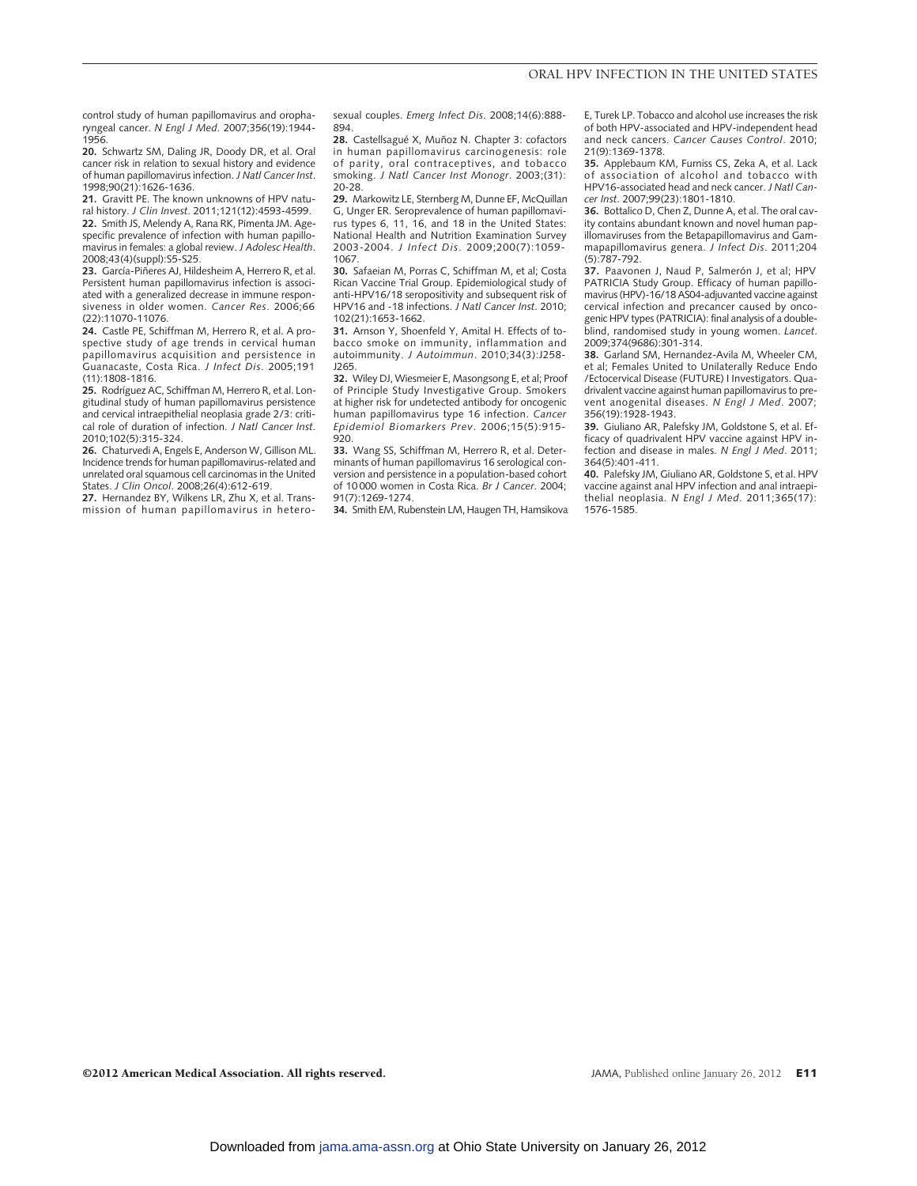control study of human papillomavirus and oropharyngeal cancer. *N Engl J Med*. 2007;356(19):1944-1956.

**20.** Schwartz SM, Daling JR, Doody DR, et al. Oral cancer risk in relation to sexual history and evidence of human papillomavirus infection. *J Natl Cancer Inst*. 1998;90(21):1626-1636.

**21.** Gravitt PE. The known unknowns of HPV natural history. *J Clin Invest*. 2011;121(12):4593-4599.

**22.** Smith JS, Melendy A, Rana RK, Pimenta JM. Age-specific prevalence of infection with human papillomavirus in females: a global review. *J Adolesc Health*. 2008;43(4)(suppl):S5-S25.

**23.** García-Piñeres AJ, Hildesheim A, Herrero R, et al. Persistent human papillomavirus infection is associated with a generalized decrease in immune responsiveness in older women. *Cancer Res*. 2006;66(22):11070-11076.

**24.** Castle PE, Schiffman M, Herrero R, et al. A prospective study of age trends in cervical human papillomavirus acquisition and persistence in Guanacaste, Costa Rica. *J Infect Dis*. 2005;191(11):1808-1816.

**25.** Rodríguez AC, Schiffman M, Herrero R, et al. Longitudinal study of human papillomavirus persistence and cervical intraepithelial neoplasia grade 2/3: critical role of duration of infection. *J Natl Cancer Inst*. 2010;102(5):315-324.

**26.** Chaturvedi A, Engels E, Anderson W, Gillison ML. Incidence trends for human papillomavirus-related and unrelated oral squamous cell carcinomas in the United States. *J Clin Oncol*. 2008;26(4):612-619.

**27.** Hernandez BY, Wilkens LR, Zhu X, et al. Transmission of human papillomavirus in heterosexual couples. *Emerg Infect Dis*. 2008;14(6):888-894.

**28.** Castellsagué X, Muñoz N. Chapter 3: cofactors in human papillomavirus carcinogenesis: role of parity, oral contraceptives, and tobacco smoking. *J Natl Cancer Inst Monogr*. 2003;(31):20-28.

**29.** Markowitz LE, Sternberg M, Dunne EF, McQuillan G, Unger ER. Seroprevalence of human papillomavirus types 6, 11, 16, and 18 in the United States: National Health and Nutrition Examination Survey 2003-2004. *J Infect Dis*. 2009;200(7):1059-1067.

**30.** Safaeian M, Porras C, Schiffman M, et al; Costa Rican Vaccine Trial Group. Epidemiological study of anti-HPV16/18 seropositivity and subsequent risk of HPV16 and -18 infections. *J Natl Cancer Inst*. 2010;102(21):1653-1662.

**31.** Arnson Y, Shoenfeld Y, Amital H. Effects of tobacco smoke on immunity, inflammation and autoimmunity. *J Autoimmun*. 2010;34(3):J258-J265.

**32.** Wiley DJ, Wiesmeier E, Masongsong E, et al; Proof of Principle Study Investigative Group. Smokers at higher risk for undetected antibody for oncogenic human papillomavirus type 16 infection. *Cancer Epidemiol Biomarkers Prev*. 2006;15(5):915-920.

**33.** Wang SS, Schiffman M, Herrero R, et al. Determinants of human papillomavirus 16 serological conversion and persistence in a population-based cohort of 10 000 women in Costa Rica. *Br J Cancer*. 2004;91(7):1269-1274.

**34.** Smith EM, Rubenstein LM, Haugen TH, Hamsikova E, Turek LP. Tobacco and alcohol use increases the risk of both HPV-associated and HPV-independent head and neck cancers. *Cancer Causes Control*. 2010;21(9):1369-1378.

**35.** Applebaum KM, Furniss CS, Zeka A, et al. Lack of association of alcohol and tobacco with HPV16-associated head and neck cancer. *J Natl Cancer Inst*. 2007;99(23):1801-1810.

**36.** Bottalico D, Chen Z, Dunne A, et al. The oral cavity contains abundant known and novel human papillomaviruses from the Betapapillomavirus and Gammapapillomavirus genera. *J Infect Dis*. 2011;204(5):787-792.

**37.** Paavonen J, Naud P, Salmerón J, et al; HPV PATRICIA Study Group. Efficacy of human papillomavirus (HPV)-16/18 AS04-adjuvanted vaccine against cervical infection and precancer caused by oncogenic HPV types (PATRICIA): final analysis of a double-blind, randomised study in young women. *Lancet*. 2009;374(9686):301-314.

**38.** Garland SM, Hernandez-Avila M, Wheeler CM, et al; Females United to Unilaterally Reduce Endo/Ectocervical Disease (FUTURE) I Investigators. Quadrivalent vaccine against human papillomavirus to prevent anogenital diseases. *N Engl J Med*. 2007;356(19):1928-1943.

**39.** Giuliano AR, Palefsky JM, Goldstone S, et al. Efficacy of quadrivalent HPV vaccine against HPV infection and disease in males. *N Engl J Med*. 2011;364(5):401-411.

**40.** Palefsky JM, Giuliano AR, Goldstone S, et al. HPV vaccine against anal HPV infection and anal intraepithelial neoplasia. *N Engl J Med*. 2011;365(17):1576-1585.